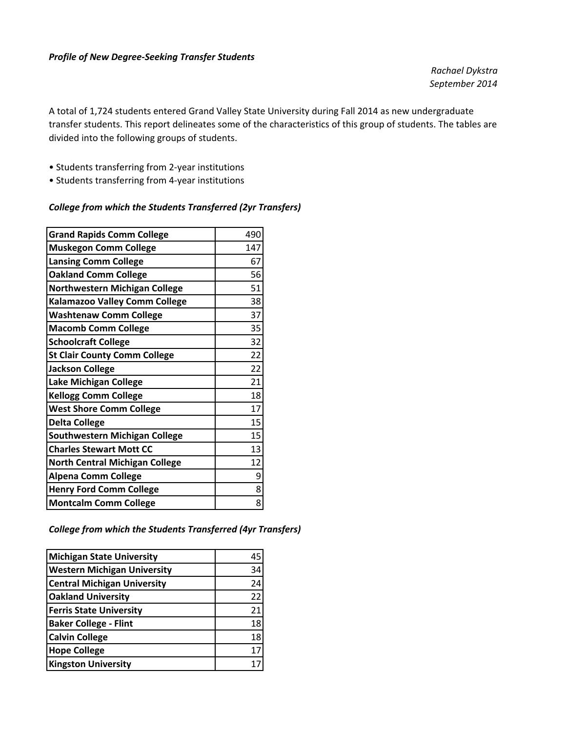*Profile of New Degree-Seeking Transfer Students*

*Rachael Dykstra*
*September 2014*

A total of 1,724 students entered Grand Valley State University during Fall 2014 as new undergraduate transfer students. This report delineates some of the characteristics of this group of students. The tables are divided into the following groups of students.

- Students transferring from 2-year institutions
- Students transferring from 4-year institutions

***College from which the Students Transferred (2yr Transfers)***

| | |
|---|---|
| **Grand Rapids Comm College** | 490 |
| **Muskegon Comm College** | 147 |
| **Lansing Comm College** | 67 |
| **Oakland Comm College** | 56 |
| **Northwestern Michigan College** | 51 |
| **Kalamazoo Valley Comm College** | 38 |
| **Washtenaw Comm College** | 37 |
| **Macomb Comm College** | 35 |
| **Schoolcraft College** | 32 |
| **St Clair County Comm College** | 22 |
| **Jackson College** | 22 |
| **Lake Michigan College** | 21 |
| **Kellogg Comm College** | 18 |
| **West Shore Comm College** | 17 |
| **Delta College** | 15 |
| **Southwestern Michigan College** | 15 |
| **Charles Stewart Mott CC** | 13 |
| **North Central Michigan College** | 12 |
| **Alpena Comm College** | 9 |
| **Henry Ford Comm College** | 8 |
| **Montcalm Comm College** | 8 |

***College from which the Students Transferred (4yr Transfers)***

| | |
|---|---|
| **Michigan State University** | 45 |
| **Western Michigan University** | 34 |
| **Central Michigan University** | 24 |
| **Oakland University** | 22 |
| **Ferris State University** | 21 |
| **Baker College - Flint** | 18 |
| **Calvin College** | 18 |
| **Hope College** | 17 |
| **Kingston University** | 17 |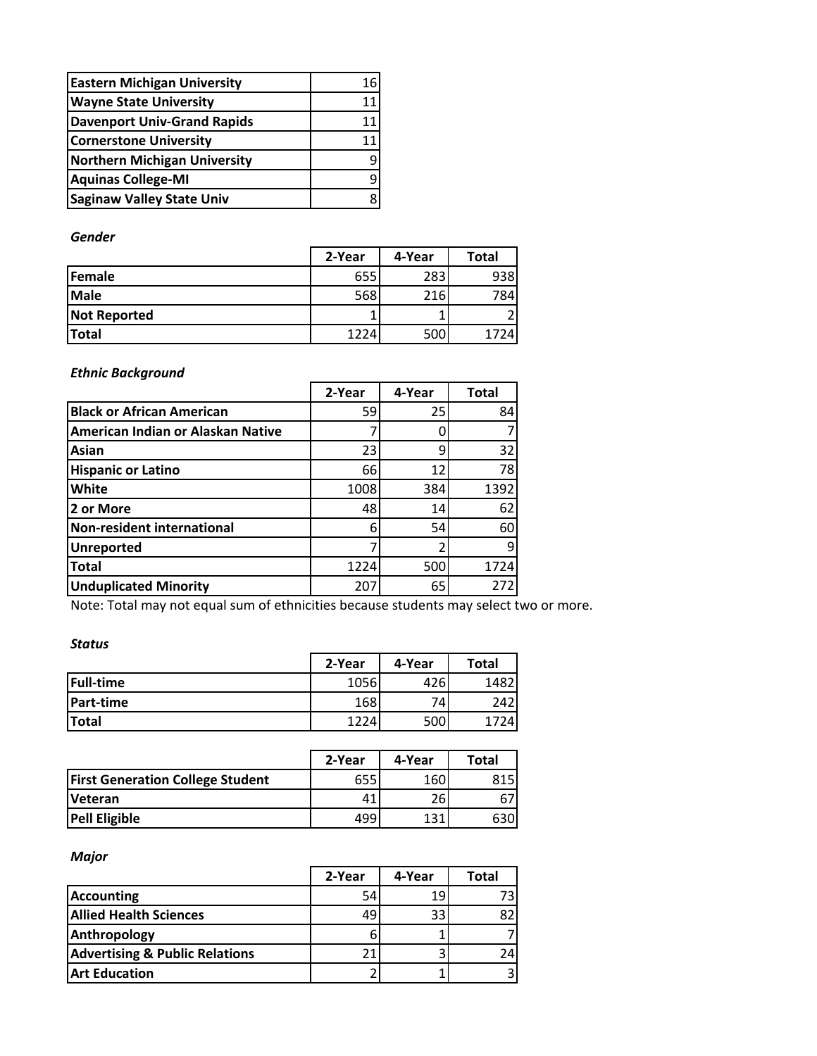| | |
|---|---|
| **Eastern Michigan University** | 16 |
| **Wayne State University** | 11 |
| **Davenport Univ-Grand Rapids** | 11 |
| **Cornerstone University** | 11 |
| **Northern Michigan University** | 9 |
| **Aquinas College-MI** | 9 |
| **Saginaw Valley State Univ** | 8 |

***Gender***

| | 2-Year | 4-Year | Total |
|---|---|---|---|
| **Female** | 655 | 283 | 938 |
| **Male** | 568 | 216 | 784 |
| **Not Reported** | 1 | 1 | 2 |
| **Total** | 1224 | 500 | 1724 |

***Ethnic Background***

| | 2-Year | 4-Year | Total |
|---|---|---|---|
| **Black or African American** | 59 | 25 | 84 |
| **American Indian or Alaskan Native** | 7 | 0 | 7 |
| **Asian** | 23 | 9 | 32 |
| **Hispanic or Latino** | 66 | 12 | 78 |
| **White** | 1008 | 384 | 1392 |
| **2 or More** | 48 | 14 | 62 |
| **Non-resident international** | 6 | 54 | 60 |
| **Unreported** | 7 | 2 | 9 |
| **Total** | 1224 | 500 | 1724 |
| **Unduplicated Minority** | 207 | 65 | 272 |

Note: Total may not equal sum of ethnicities because students may select two or more.

***Status***

| | 2-Year | 4-Year | Total |
|---|---|---|---|
| **Full-time** | 1056 | 426 | 1482 |
| **Part-time** | 168 | 74 | 242 |
| **Total** | 1224 | 500 | 1724 |

| | 2-Year | 4-Year | Total |
|---|---|---|---|
| **First Generation College Student** | 655 | 160 | 815 |
| **Veteran** | 41 | 26 | 67 |
| **Pell Eligible** | 499 | 131 | 630 |

***Major***

| | 2-Year | 4-Year | Total |
|---|---|---|---|
| **Accounting** | 54 | 19 | 73 |
| **Allied Health Sciences** | 49 | 33 | 82 |
| **Anthropology** | 6 | 1 | 7 |
| **Advertising & Public Relations** | 21 | 3 | 24 |
| **Art Education** | 2 | 1 | 3 |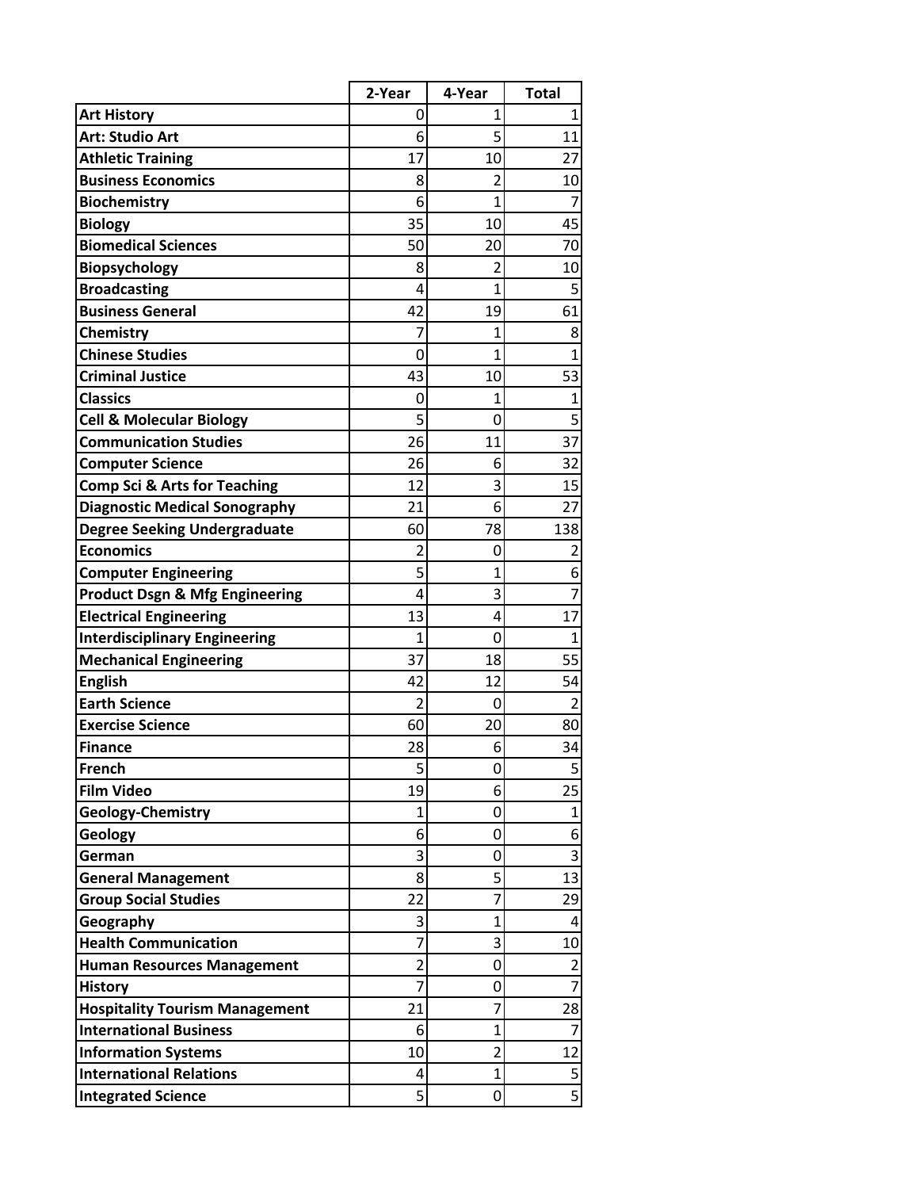| | 2-Year | 4-Year | Total |
|---|---|---|---|
| **Art History** | 0 | 1 | 1 |
| **Art: Studio Art** | 6 | 5 | 11 |
| **Athletic Training** | 17 | 10 | 27 |
| **Business Economics** | 8 | 2 | 10 |
| **Biochemistry** | 6 | 1 | 7 |
| **Biology** | 35 | 10 | 45 |
| **Biomedical Sciences** | 50 | 20 | 70 |
| **Biopsychology** | 8 | 2 | 10 |
| **Broadcasting** | 4 | 1 | 5 |
| **Business General** | 42 | 19 | 61 |
| **Chemistry** | 7 | 1 | 8 |
| **Chinese Studies** | 0 | 1 | 1 |
| **Criminal Justice** | 43 | 10 | 53 |
| **Classics** | 0 | 1 | 1 |
| **Cell & Molecular Biology** | 5 | 0 | 5 |
| **Communication Studies** | 26 | 11 | 37 |
| **Computer Science** | 26 | 6 | 32 |
| **Comp Sci & Arts for Teaching** | 12 | 3 | 15 |
| **Diagnostic Medical Sonography** | 21 | 6 | 27 |
| **Degree Seeking Undergraduate** | 60 | 78 | 138 |
| **Economics** | 2 | 0 | 2 |
| **Computer Engineering** | 5 | 1 | 6 |
| **Product Dsgn & Mfg Engineering** | 4 | 3 | 7 |
| **Electrical Engineering** | 13 | 4 | 17 |
| **Interdisciplinary Engineering** | 1 | 0 | 1 |
| **Mechanical Engineering** | 37 | 18 | 55 |
| **English** | 42 | 12 | 54 |
| **Earth Science** | 2 | 0 | 2 |
| **Exercise Science** | 60 | 20 | 80 |
| **Finance** | 28 | 6 | 34 |
| **French** | 5 | 0 | 5 |
| **Film Video** | 19 | 6 | 25 |
| **Geology-Chemistry** | 1 | 0 | 1 |
| **Geology** | 6 | 0 | 6 |
| **German** | 3 | 0 | 3 |
| **General Management** | 8 | 5 | 13 |
| **Group Social Studies** | 22 | 7 | 29 |
| **Geography** | 3 | 1 | 4 |
| **Health Communication** | 7 | 3 | 10 |
| **Human Resources Management** | 2 | 0 | 2 |
| **History** | 7 | 0 | 7 |
| **Hospitality Tourism Management** | 21 | 7 | 28 |
| **International Business** | 6 | 1 | 7 |
| **Information Systems** | 10 | 2 | 12 |
| **International Relations** | 4 | 1 | 5 |
| **Integrated Science** | 5 | 0 | 5 |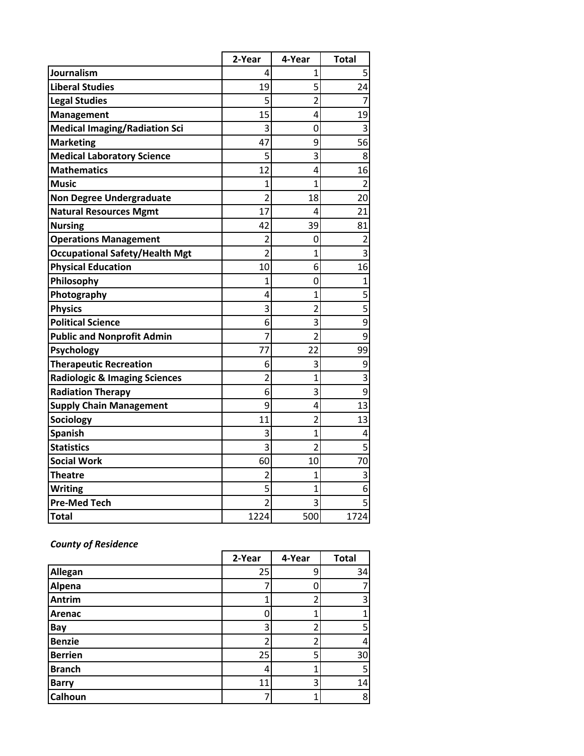| | 2-Year | 4-Year | Total |
|---|---|---|---|
| **Journalism** | 4 | 1 | 5 |
| **Liberal Studies** | 19 | 5 | 24 |
| **Legal Studies** | 5 | 2 | 7 |
| **Management** | 15 | 4 | 19 |
| **Medical Imaging/Radiation Sci** | 3 | 0 | 3 |
| **Marketing** | 47 | 9 | 56 |
| **Medical Laboratory Science** | 5 | 3 | 8 |
| **Mathematics** | 12 | 4 | 16 |
| **Music** | 1 | 1 | 2 |
| **Non Degree Undergraduate** | 2 | 18 | 20 |
| **Natural Resources Mgmt** | 17 | 4 | 21 |
| **Nursing** | 42 | 39 | 81 |
| **Operations Management** | 2 | 0 | 2 |
| **Occupational Safety/Health Mgt** | 2 | 1 | 3 |
| **Physical Education** | 10 | 6 | 16 |
| **Philosophy** | 1 | 0 | 1 |
| **Photography** | 4 | 1 | 5 |
| **Physics** | 3 | 2 | 5 |
| **Political Science** | 6 | 3 | 9 |
| **Public and Nonprofit Admin** | 7 | 2 | 9 |
| **Psychology** | 77 | 22 | 99 |
| **Therapeutic Recreation** | 6 | 3 | 9 |
| **Radiologic & Imaging Sciences** | 2 | 1 | 3 |
| **Radiation Therapy** | 6 | 3 | 9 |
| **Supply Chain Management** | 9 | 4 | 13 |
| **Sociology** | 11 | 2 | 13 |
| **Spanish** | 3 | 1 | 4 |
| **Statistics** | 3 | 2 | 5 |
| **Social Work** | 60 | 10 | 70 |
| **Theatre** | 2 | 1 | 3 |
| **Writing** | 5 | 1 | 6 |
| **Pre-Med Tech** | 2 | 3 | 5 |
| **Total** | 1224 | 500 | 1724 |

***County of Residence***

| | 2-Year | 4-Year | Total |
|---|---|---|---|
| **Allegan** | 25 | 9 | 34 |
| **Alpena** | 7 | 0 | 7 |
| **Antrim** | 1 | 2 | 3 |
| **Arenac** | 0 | 1 | 1 |
| **Bay** | 3 | 2 | 5 |
| **Benzie** | 2 | 2 | 4 |
| **Berrien** | 25 | 5 | 30 |
| **Branch** | 4 | 1 | 5 |
| **Barry** | 11 | 3 | 14 |
| **Calhoun** | 7 | 1 | 8 |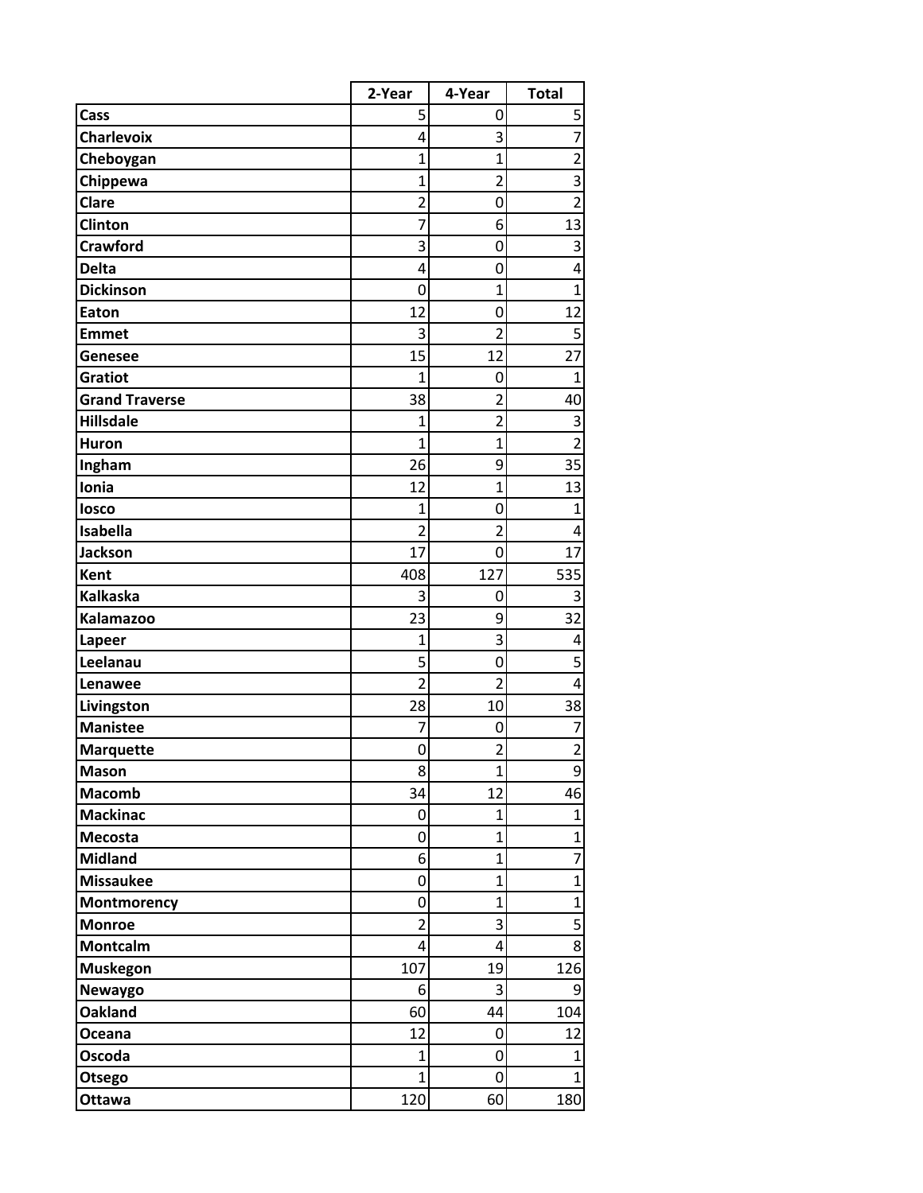| | 2-Year | 4-Year | Total |
|---|---|---|---|
| **Cass** | 5 | 0 | 5 |
| **Charlevoix** | 4 | 3 | 7 |
| **Cheboygan** | 1 | 1 | 2 |
| **Chippewa** | 1 | 2 | 3 |
| **Clare** | 2 | 0 | 2 |
| **Clinton** | 7 | 6 | 13 |
| **Crawford** | 3 | 0 | 3 |
| **Delta** | 4 | 0 | 4 |
| **Dickinson** | 0 | 1 | 1 |
| **Eaton** | 12 | 0 | 12 |
| **Emmet** | 3 | 2 | 5 |
| **Genesee** | 15 | 12 | 27 |
| **Gratiot** | 1 | 0 | 1 |
| **Grand Traverse** | 38 | 2 | 40 |
| **Hillsdale** | 1 | 2 | 3 |
| **Huron** | 1 | 1 | 2 |
| **Ingham** | 26 | 9 | 35 |
| **Ionia** | 12 | 1 | 13 |
| **Iosco** | 1 | 0 | 1 |
| **Isabella** | 2 | 2 | 4 |
| **Jackson** | 17 | 0 | 17 |
| **Kent** | 408 | 127 | 535 |
| **Kalkaska** | 3 | 0 | 3 |
| **Kalamazoo** | 23 | 9 | 32 |
| **Lapeer** | 1 | 3 | 4 |
| **Leelanau** | 5 | 0 | 5 |
| **Lenawee** | 2 | 2 | 4 |
| **Livingston** | 28 | 10 | 38 |
| **Manistee** | 7 | 0 | 7 |
| **Marquette** | 0 | 2 | 2 |
| **Mason** | 8 | 1 | 9 |
| **Macomb** | 34 | 12 | 46 |
| **Mackinac** | 0 | 1 | 1 |
| **Mecosta** | 0 | 1 | 1 |
| **Midland** | 6 | 1 | 7 |
| **Missaukee** | 0 | 1 | 1 |
| **Montmorency** | 0 | 1 | 1 |
| **Monroe** | 2 | 3 | 5 |
| **Montcalm** | 4 | 4 | 8 |
| **Muskegon** | 107 | 19 | 126 |
| **Newaygo** | 6 | 3 | 9 |
| **Oakland** | 60 | 44 | 104 |
| **Oceana** | 12 | 0 | 12 |
| **Oscoda** | 1 | 0 | 1 |
| **Otsego** | 1 | 0 | 1 |
| **Ottawa** | 120 | 60 | 180 |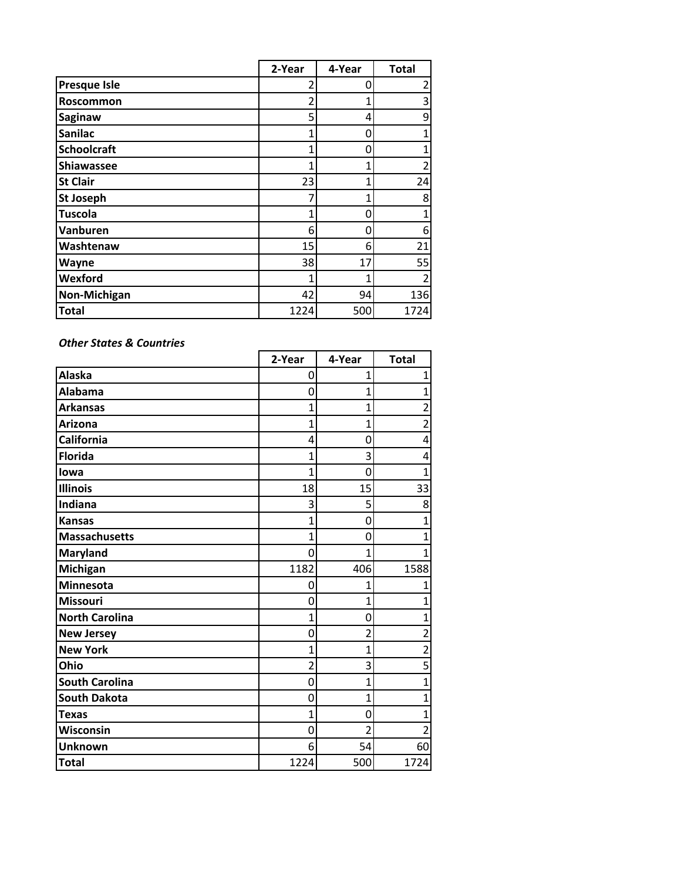| | 2-Year | 4-Year | Total |
|---|---|---|---|
| **Presque Isle** | 2 | 0 | 2 |
| **Roscommon** | 2 | 1 | 3 |
| **Saginaw** | 5 | 4 | 9 |
| **Sanilac** | 1 | 0 | 1 |
| **Schoolcraft** | 1 | 0 | 1 |
| **Shiawassee** | 1 | 1 | 2 |
| **St Clair** | 23 | 1 | 24 |
| **St Joseph** | 7 | 1 | 8 |
| **Tuscola** | 1 | 0 | 1 |
| **Vanburen** | 6 | 0 | 6 |
| **Washtenaw** | 15 | 6 | 21 |
| **Wayne** | 38 | 17 | 55 |
| **Wexford** | 1 | 1 | 2 |
| **Non-Michigan** | 42 | 94 | 136 |
| **Total** | 1224 | 500 | 1724 |

***Other States & Countries***

| | 2-Year | 4-Year | Total |
|---|---|---|---|
| **Alaska** | 0 | 1 | 1 |
| **Alabama** | 0 | 1 | 1 |
| **Arkansas** | 1 | 1 | 2 |
| **Arizona** | 1 | 1 | 2 |
| **California** | 4 | 0 | 4 |
| **Florida** | 1 | 3 | 4 |
| **Iowa** | 1 | 0 | 1 |
| **Illinois** | 18 | 15 | 33 |
| **Indiana** | 3 | 5 | 8 |
| **Kansas** | 1 | 0 | 1 |
| **Massachusetts** | 1 | 0 | 1 |
| **Maryland** | 0 | 1 | 1 |
| **Michigan** | 1182 | 406 | 1588 |
| **Minnesota** | 0 | 1 | 1 |
| **Missouri** | 0 | 1 | 1 |
| **North Carolina** | 1 | 0 | 1 |
| **New Jersey** | 0 | 2 | 2 |
| **New York** | 1 | 1 | 2 |
| **Ohio** | 2 | 3 | 5 |
| **South Carolina** | 0 | 1 | 1 |
| **South Dakota** | 0 | 1 | 1 |
| **Texas** | 1 | 0 | 1 |
| **Wisconsin** | 0 | 2 | 2 |
| **Unknown** | 6 | 54 | 60 |
| **Total** | 1224 | 500 | 1724 |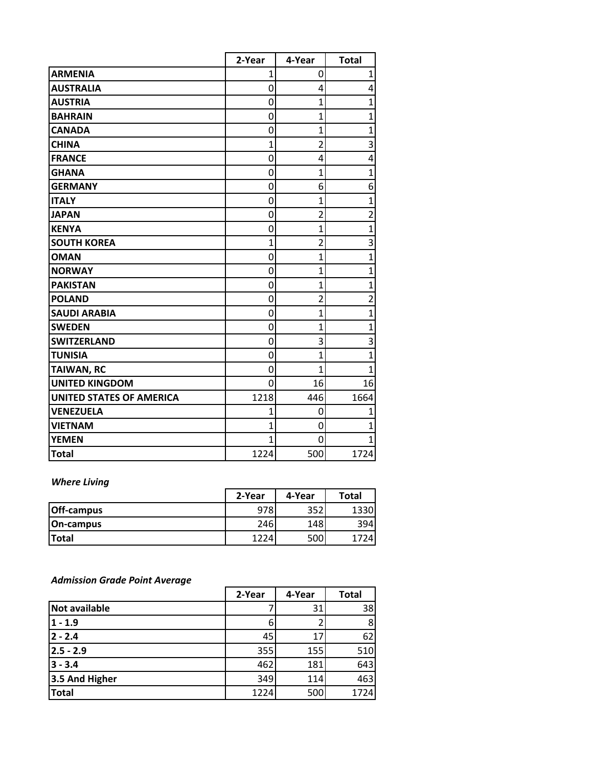| | 2-Year | 4-Year | Total |
|---|---|---|---|
| **ARMENIA** | 1 | 0 | 1 |
| **AUSTRALIA** | 0 | 4 | 4 |
| **AUSTRIA** | 0 | 1 | 1 |
| **BAHRAIN** | 0 | 1 | 1 |
| **CANADA** | 0 | 1 | 1 |
| **CHINA** | 1 | 2 | 3 |
| **FRANCE** | 0 | 4 | 4 |
| **GHANA** | 0 | 1 | 1 |
| **GERMANY** | 0 | 6 | 6 |
| **ITALY** | 0 | 1 | 1 |
| **JAPAN** | 0 | 2 | 2 |
| **KENYA** | 0 | 1 | 1 |
| **SOUTH KOREA** | 1 | 2 | 3 |
| **OMAN** | 0 | 1 | 1 |
| **NORWAY** | 0 | 1 | 1 |
| **PAKISTAN** | 0 | 1 | 1 |
| **POLAND** | 0 | 2 | 2 |
| **SAUDI ARABIA** | 0 | 1 | 1 |
| **SWEDEN** | 0 | 1 | 1 |
| **SWITZERLAND** | 0 | 3 | 3 |
| **TUNISIA** | 0 | 1 | 1 |
| **TAIWAN, RC** | 0 | 1 | 1 |
| **UNITED KINGDOM** | 0 | 16 | 16 |
| **UNITED STATES OF AMERICA** | 1218 | 446 | 1664 |
| **VENEZUELA** | 1 | 0 | 1 |
| **VIETNAM** | 1 | 0 | 1 |
| **YEMEN** | 1 | 0 | 1 |
| **Total** | 1224 | 500 | 1724 |

***Where Living***

| | 2-Year | 4-Year | Total |
|---|---|---|---|
| **Off-campus** | 978 | 352 | 1330 |
| **On-campus** | 246 | 148 | 394 |
| **Total** | 1224 | 500 | 1724 |

***Admission Grade Point Average***

| | 2-Year | 4-Year | Total |
|---|---|---|---|
| **Not available** | 7 | 31 | 38 |
| **1 - 1.9** | 6 | 2 | 8 |
| **2 - 2.4** | 45 | 17 | 62 |
| **2.5 - 2.9** | 355 | 155 | 510 |
| **3 - 3.4** | 462 | 181 | 643 |
| **3.5 And Higher** | 349 | 114 | 463 |
| **Total** | 1224 | 500 | 1724 |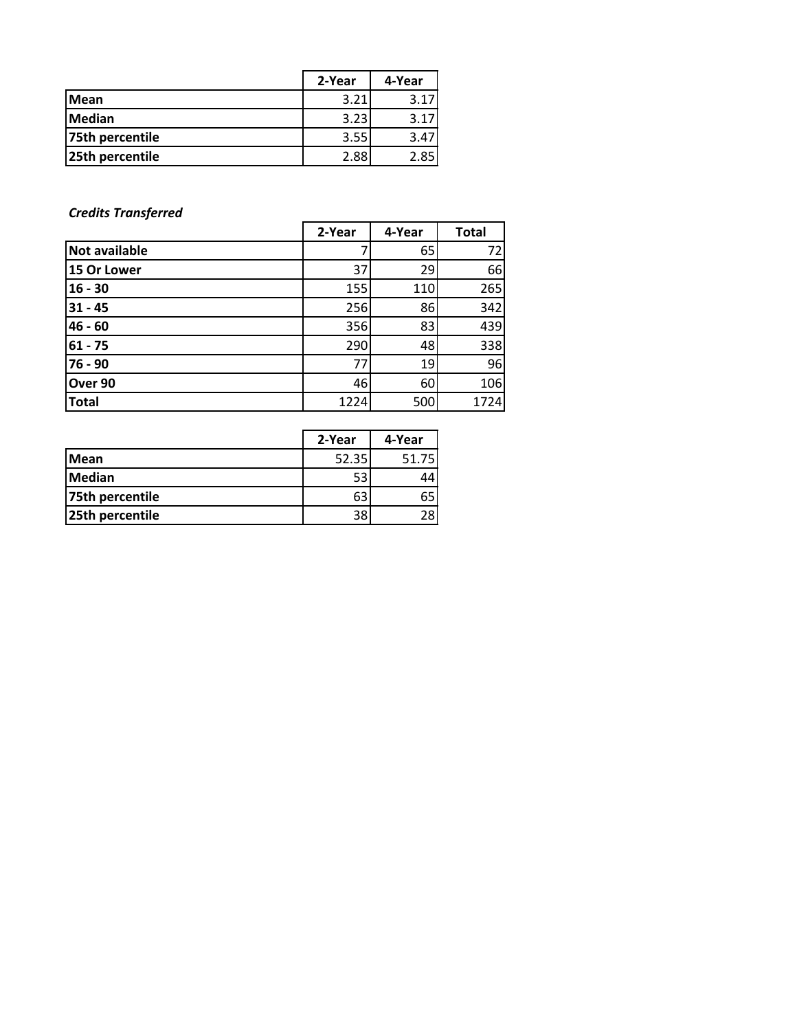| | 2-Year | 4-Year |
|---|---|---|
| **Mean** | 3.21 | 3.17 |
| **Median** | 3.23 | 3.17 |
| **75th percentile** | 3.55 | 3.47 |
| **25th percentile** | 2.88 | 2.85 |

***Credits Transferred***

| | 2-Year | 4-Year | Total |
|---|---|---|---|
| **Not available** | 7 | 65 | 72 |
| **15 Or Lower** | 37 | 29 | 66 |
| **16 - 30** | 155 | 110 | 265 |
| **31 - 45** | 256 | 86 | 342 |
| **46 - 60** | 356 | 83 | 439 |
| **61 - 75** | 290 | 48 | 338 |
| **76 - 90** | 77 | 19 | 96 |
| **Over 90** | 46 | 60 | 106 |
| **Total** | 1224 | 500 | 1724 |

| | 2-Year | 4-Year |
|---|---|---|
| **Mean** | 52.35 | 51.75 |
| **Median** | 53 | 44 |
| **75th percentile** | 63 | 65 |
| **25th percentile** | 38 | 28 |